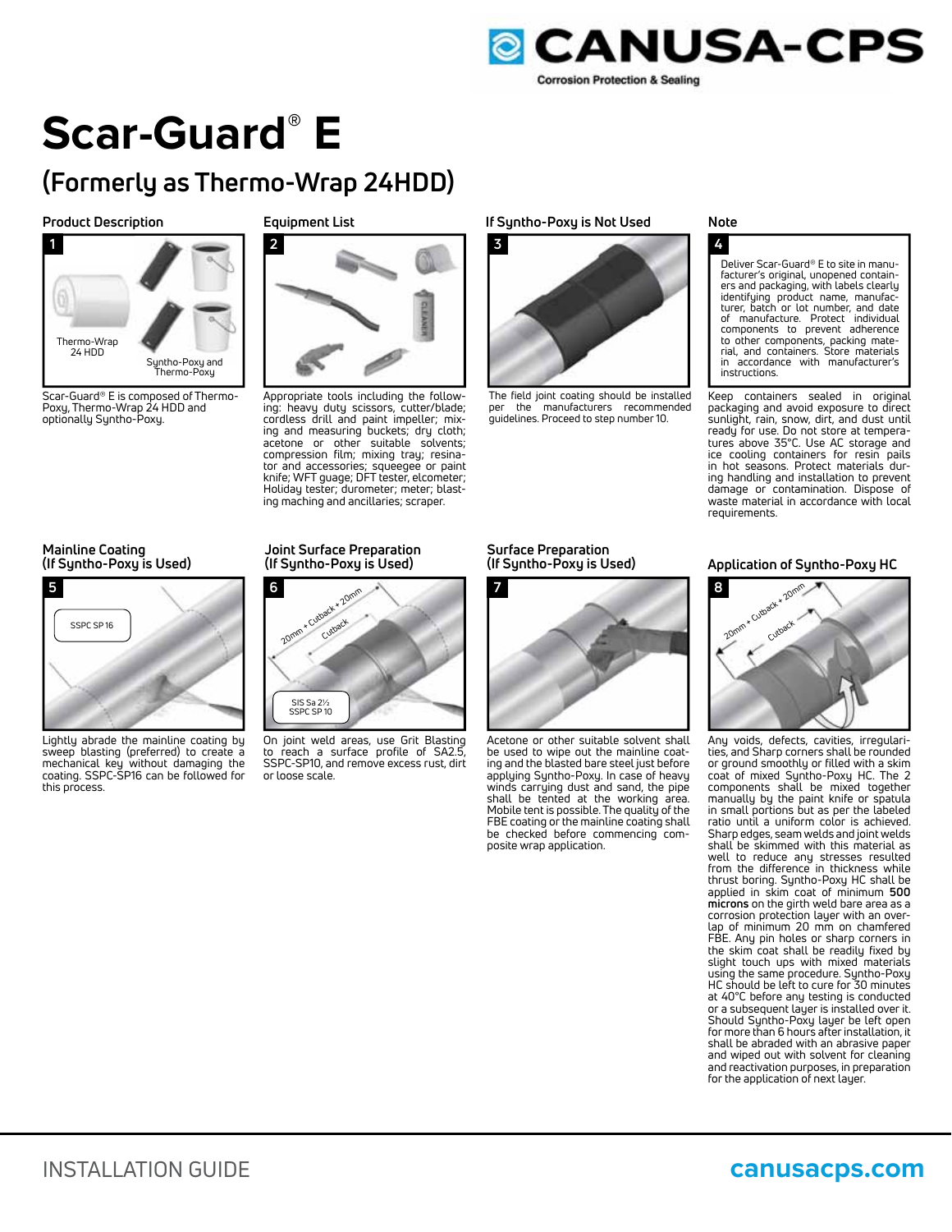CANUSA-CPS

Corrosion Protection & Sealing

# Scar-Guard® E

## (Formerly as Thermo-Wrap 24HDD)

### Product Description

1

Thermo-Wrap 24 HDD

Syntho-Poxy and Thermo-Poxy

Scar-Guard® E is composed of Thermo-Poxy, Thermo-Wrap 24 HDD and optionally Syntho-Poxy.

### Equipment List

2

Appropriate tools including the following: heavy duty scissors, cutter/blade; cordless drill and paint impeller; mixing and measuring buckets; dry cloth; acetone or other suitable solvents; compression film; mixing tray; resinator and accessories; squeegee or paint knife; WFT guage; DFT tester, elcometer; Holiday tester; durometer; meter; blasting maching and ancillaries; scraper.

### If Syntho-Poxy is Not Used

3

The field joint coating should be installed per the manufacturers recommended guidelines. Proceed to step number 10.

### Note

4

Deliver Scar-Guard® E to site in manufacturer's original, unopened containers and packaging, with labels clearly identifying product name, manufacturer, batch or lot number, and date of manufacture. Protect individual components to prevent adherence to other components, packing material, and containers. Store materials in accordance with manufacturer's instructions.

Keep containers sealed in original packaging and avoid exposure to direct sunlight, rain, snow, dirt, and dust until ready for use. Do not store at temperatures above 35°C. Use AC storage and ice cooling containers for resin pails in hot seasons. Protect materials during handling and installation to prevent damage or contamination. Dispose of waste material in accordance with local requirements.

### Mainline Coating (If Syntho-Poxy is Used)

5

SSPC SP 16

Lightly abrade the mainline coating by sweep blasting (preferred) to create a mechanical key without damaging the coating. SSPC-SP16 can be followed for this process.

### Joint Surface Preparation (If Syntho-Poxy is Used)

6

20mm + Cutback + 20mm

Cutback

SIS Sa 2½
SSPC SP 10

On joint weld areas, use Grit Blasting to reach a surface profile of SA2.5, SSPC-SP10, and remove excess rust, dirt or loose scale.

### Surface Preparation (If Syntho-Poxy is Used)

7

Acetone or other suitable solvent shall be used to wipe out the mainline coating and the blasted bare steel just before applying Syntho-Poxy. In case of heavy winds carrying dust and sand, the pipe shall be tented at the working area. Mobile tent is possible. The quality of the FBE coating or the mainline coating shall be checked before commencing composite wrap application.

### Application of Syntho-Poxy HC

8

20mm + Cutback + 20mm

Cutback

Any voids, defects, cavities, irregularities, and Sharp corners shall be rounded or ground smoothly or filled with a skim coat of mixed Syntho-Poxy HC. The 2 components shall be mixed together manually by the paint knife or spatula in small portions but as per the labeled ratio until a uniform color is achieved. Sharp edges, seam welds and joint welds shall be skimmed with this material as well to reduce any stresses resulted from the difference in thickness while thrust boring. Syntho-Poxy HC shall be applied in skim coat of minimum **500 microns** on the girth weld bare area as a corrosion protection layer with an overlap of minimum 20 mm on chamfered FBE. Any pin holes or sharp corners in the skim coat shall be readily fixed by slight touch ups with mixed materials using the same procedure. Syntho-Poxy HC should be left to cure for 30 minutes at 40°C before any testing is conducted or a subsequent layer is installed over it. Should Syntho-Poxy layer be left open for more than 6 hours after installation, it shall be abraded with an abrasive paper and wiped out with solvent for cleaning and reactivation purposes, in preparation for the application of next layer.

INSTALLATION GUIDE

canusacps.com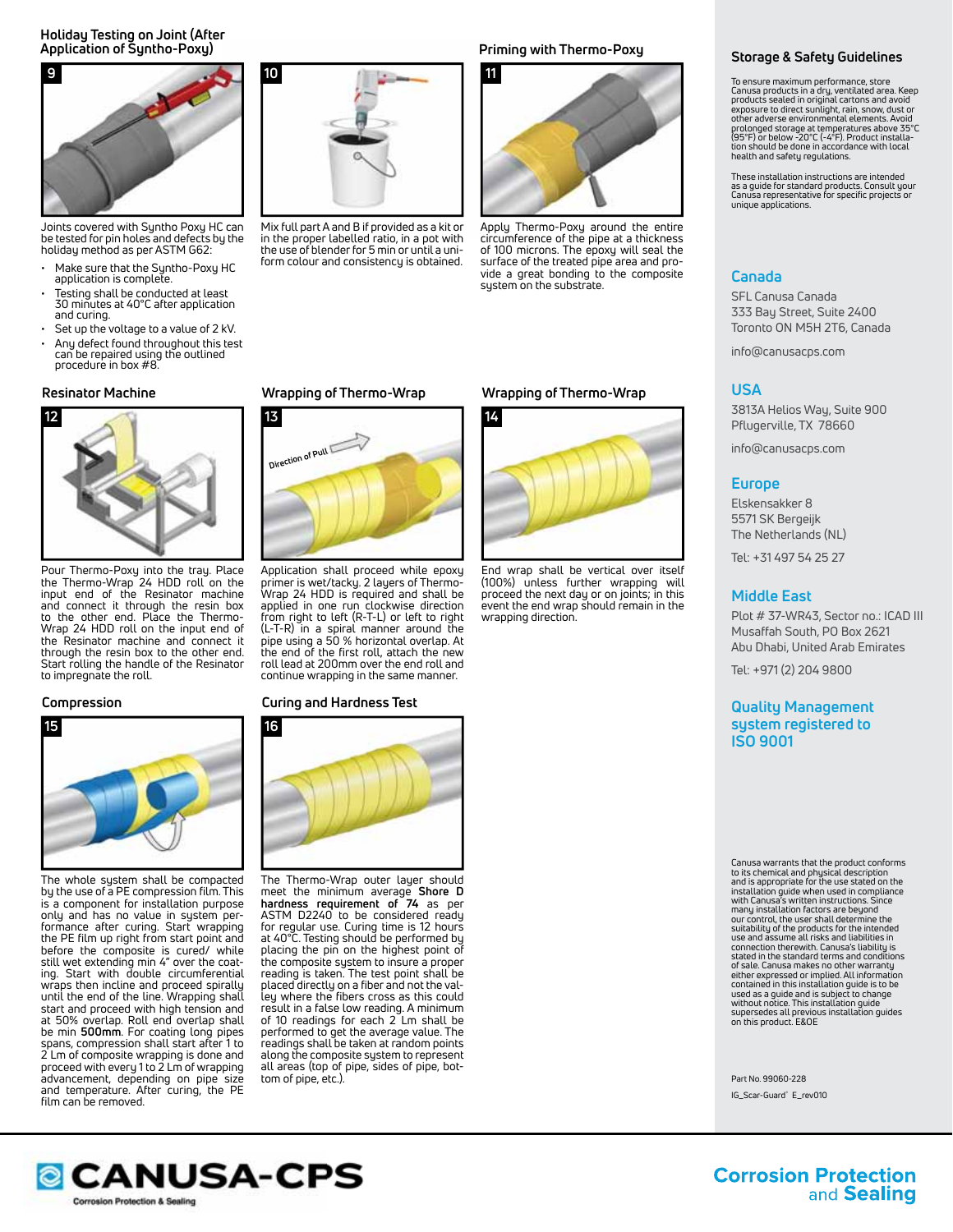## Holiday Testing on Joint (After Application of Syntho-Poxy)

9

Joints covered with Syntho Poxy HC can be tested for pin holes and defects by the holiday method as per ASTM G62:

- Make sure that the Syntho-Poxy HC application is complete.
- Testing shall be conducted at least 30 minutes at 40°C after application and curing.
- Set up the voltage to a value of 2 kV.
- Any defect found throughout this test can be repaired using the outlined procedure in box #8.

10

Mix full part A and B if provided as a kit or in the proper labelled ratio, in a pot with the use of blender for 5 min or until a uniform colour and consistency is obtained.

## Priming with Thermo-Poxy

11

Apply Thermo-Poxy around the entire circumference of the pipe at a thickness of 100 microns. The epoxy will seal the surface of the treated pipe area and provide a great bonding to the composite system on the substrate.

## Resinator Machine

12

Pour Thermo-Poxy into the tray. Place the Thermo-Wrap 24 HDD roll on the input end of the Resinator machine and connect it through the resin box to the other end. Place the Thermo-Wrap 24 HDD roll on the input end of the Resinator machine and connect it through the resin box to the other end. Start rolling the handle of the Resinator to impregnate the roll.

## Wrapping of Thermo-Wrap

13

Direction of Pull

Application shall proceed while epoxy primer is wet/tacky. 2 layers of Thermo-Wrap 24 HDD is required and shall be applied in one run clockwise direction from right to left (R-T-L) or left to right (L-T-R) in a spiral manner around the pipe using a 50 % horizontal overlap. At the end of the first roll, attach the new roll lead at 200mm over the end roll and continue wrapping in the same manner.

## Wrapping of Thermo-Wrap

14

End wrap shall be vertical over itself (100%) unless further wrapping will proceed the next day or on joints; in this event the end wrap should remain in the wrapping direction.

## Compression

15

The whole system shall be compacted by the use of a PE compression film. This is a component for installation purpose only and has no value in system performance after curing. Start wrapping the PE film up right from start point and before the composite is cured/ while still wet extending min 4" over the coating. Start with double circumferential wraps then incline and proceed spirally until the end of the line. Wrapping shall start and proceed with high tension and at 50% overlap. Roll end overlap shall be min **500mm**. For coating long pipes spans, compression shall start after 1 to 2 Lm of composite wrapping is done and proceed with every 1 to 2 Lm of wrapping advancement, depending on pipe size and temperature. After curing, the PE film can be removed.

## Curing and Hardness Test

16

The Thermo-Wrap outer layer should meet the minimum average **Shore D hardness requirement of 74** as per ASTM D2240 to be considered ready for regular use. Curing time is 12 hours at 40°C. Testing should be performed by placing the pin on the highest point of the composite system to insure a proper reading is taken. The test point shall be placed directly on a fiber and not the valley where the fibers cross as this could result in a false low reading. A minimum of 10 readings for each 2 Lm shall be performed to get the average value. The readings shall be taken at random points along the composite system to represent all areas (top of pipe, sides of pipe, bottom of pipe, etc.).

## Storage & Safety Guidelines

To ensure maximum performance, store Canusa products in a dry, ventilated area. Keep products sealed in original cartons and avoid exposure to direct sunlight, rain, snow, dust or other adverse environmental elements. Avoid prolonged storage at temperatures above 35°C (95°F) or below -20°C (-4°F). Product installation should be done in accordance with local health and safety regulations.

These installation instructions are intended as a guide for standard products. Consult your Canusa representative for specific projects or unique applications.

## Canada

SFL Canusa Canada
333 Bay Street, Suite 2400
Toronto ON M5H 2T6, Canada

info@canusacps.com

## USA

3813A Helios Way, Suite 900
Pflugerville, TX 78660

info@canusacps.com

## Europe

Elskensakker 8
5571 SK Bergeijk
The Netherlands (NL)

Tel: +31 497 54 25 27

## Middle East

Plot # 37-WR43, Sector no.: ICAD III
Musaffah South, PO Box 2621
Abu Dhabi, United Arab Emirates

Tel: +971 (2) 204 9800

## Quality Management system registered to ISO 9001

Canusa warrants that the product conforms to its chemical and physical description and is appropriate for the use stated on the installation guide when used in compliance with Canusa's written instructions. Since many installation factors are beyond our control, the user shall determine the suitability of the products for the intended use and assume all risks and liabilities in connection therewith. Canusa's liability is stated in the standard terms and conditions of sale. Canusa makes no other warranty either expressed or implied. All information contained in this installation guide is to be used as a guide and is subject to change without notice. This installation guide supersedes all previous installation guides on this product. E&OE

Part No. 99060-228

IG_Scar-Guard® E_rev010

CANUSA-CPS
Corrosion Protection & Sealing

Corrosion Protection and **Sealing**